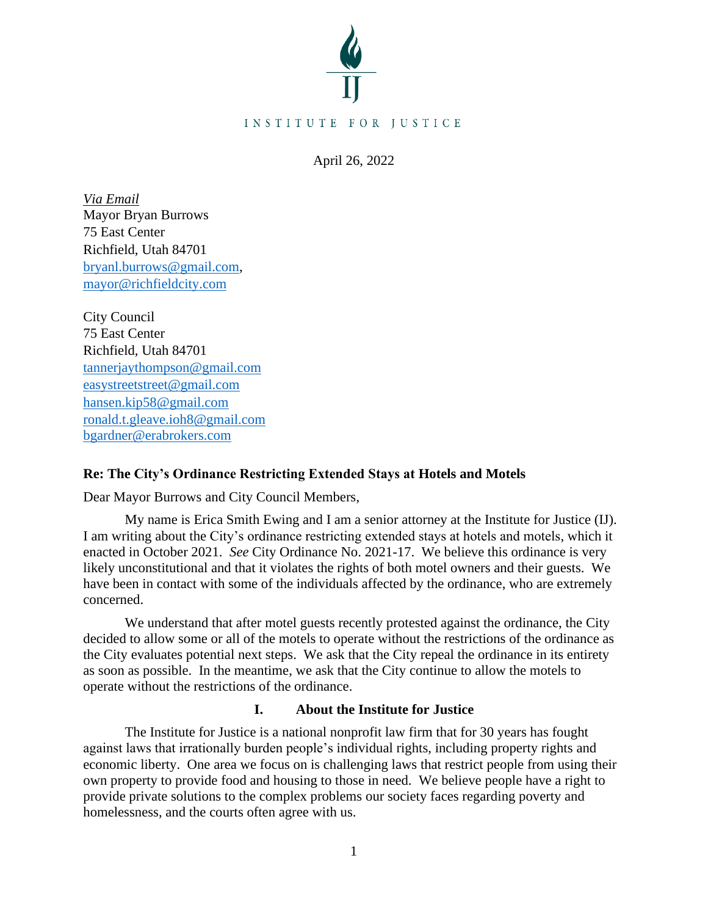INSTITUTE FOR JUSTICE

April 26, 2022

*Via Email*
Mayor Bryan Burrows
75 East Center
Richfield, Utah 84701
bryanl.burrows@gmail.com,
mayor@richfieldcity.com

City Council
75 East Center
Richfield, Utah 84701
tannerjaythompson@gmail.com
easystreetstreet@gmail.com
hansen.kip58@gmail.com
ronald.t.gleave.ioh8@gmail.com
bgardner@erabrokers.com

**Re: The City's Ordinance Restricting Extended Stays at Hotels and Motels**

Dear Mayor Burrows and City Council Members,

My name is Erica Smith Ewing and I am a senior attorney at the Institute for Justice (IJ). I am writing about the City's ordinance restricting extended stays at hotels and motels, which it enacted in October 2021. *See* City Ordinance No. 2021-17. We believe this ordinance is very likely unconstitutional and that it violates the rights of both motel owners and their guests. We have been in contact with some of the individuals affected by the ordinance, who are extremely concerned.

We understand that after motel guests recently protested against the ordinance, the City decided to allow some or all of the motels to operate without the restrictions of the ordinance as the City evaluates potential next steps. We ask that the City repeal the ordinance in its entirety as soon as possible. In the meantime, we ask that the City continue to allow the motels to operate without the restrictions of the ordinance.

## I. About the Institute for Justice

The Institute for Justice is a national nonprofit law firm that for 30 years has fought against laws that irrationally burden people's individual rights, including property rights and economic liberty. One area we focus on is challenging laws that restrict people from using their own property to provide food and housing to those in need. We believe people have a right to provide private solutions to the complex problems our society faces regarding poverty and homelessness, and the courts often agree with us.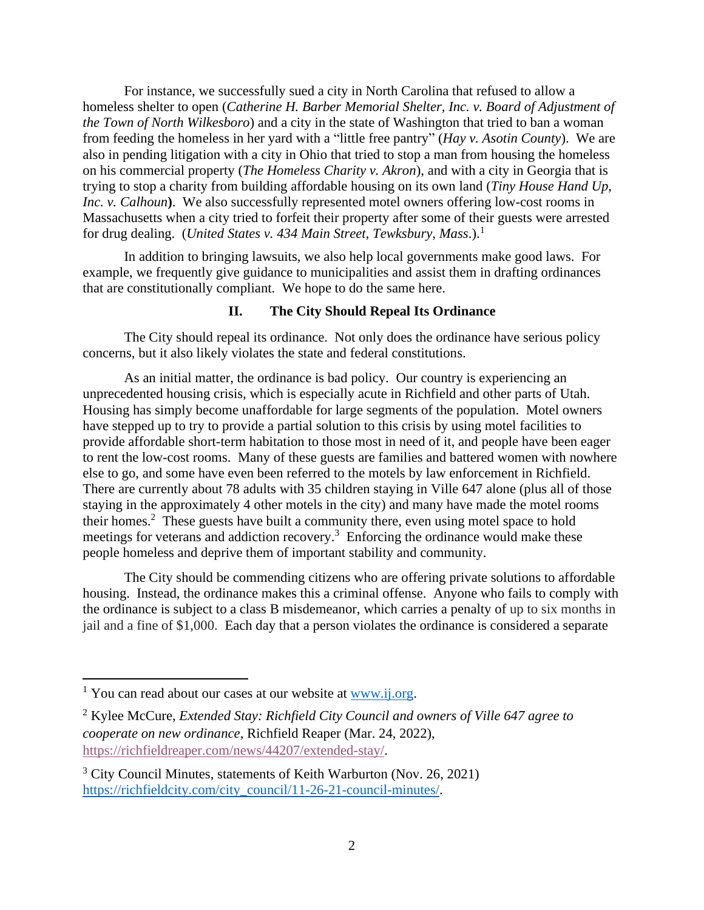For instance, we successfully sued a city in North Carolina that refused to allow a homeless shelter to open (*Catherine H. Barber Memorial Shelter, Inc. v. Board of Adjustment of the Town of North Wilkesboro*) and a city in the state of Washington that tried to ban a woman from feeding the homeless in her yard with a "little free pantry" (*Hay v. Asotin County*). We are also in pending litigation with a city in Ohio that tried to stop a man from housing the homeless on his commercial property (*The Homeless Charity v. Akron*), and with a city in Georgia that is trying to stop a charity from building affordable housing on its own land (*Tiny House Hand Up, Inc. v. Calhoun*). We also successfully represented motel owners offering low-cost rooms in Massachusetts when a city tried to forfeit their property after some of their guests were arrested for drug dealing. (*United States v. 434 Main Street, Tewksbury, Mass*.).[1]

In addition to bringing lawsuits, we also help local governments make good laws. For example, we frequently give guidance to municipalities and assist them in drafting ordinances that are constitutionally compliant. We hope to do the same here.

## II. The City Should Repeal Its Ordinance

The City should repeal its ordinance. Not only does the ordinance have serious policy concerns, but it also likely violates the state and federal constitutions.

As an initial matter, the ordinance is bad policy. Our country is experiencing an unprecedented housing crisis, which is especially acute in Richfield and other parts of Utah. Housing has simply become unaffordable for large segments of the population. Motel owners have stepped up to try to provide a partial solution to this crisis by using motel facilities to provide affordable short-term habitation to those most in need of it, and people have been eager to rent the low-cost rooms. Many of these guests are families and battered women with nowhere else to go, and some have even been referred to the motels by law enforcement in Richfield. There are currently about 78 adults with 35 children staying in Ville 647 alone (plus all of those staying in the approximately 4 other motels in the city) and many have made the motel rooms their homes.[2] These guests have built a community there, even using motel space to hold meetings for veterans and addiction recovery.[3] Enforcing the ordinance would make these people homeless and deprive them of important stability and community.

The City should be commending citizens who are offering private solutions to affordable housing. Instead, the ordinance makes this a criminal offense. Anyone who fails to comply with the ordinance is subject to a class B misdemeanor, which carries a penalty of up to six months in jail and a fine of $1,000. Each day that a person violates the ordinance is considered a separate

---

[1] You can read about our cases at our website at [www.ij.org](www.ij.org).

[2] Kylee McCure, *Extended Stay: Richfield City Council and owners of Ville 647 agree to cooperate on new ordinance*, Richfield Reaper (Mar. 24, 2022), [https://richfieldreaper.com/news/44207/extended-stay/](https://richfieldreaper.com/news/44207/extended-stay/).

[3] City Council Minutes, statements of Keith Warburton (Nov. 26, 2021) [https://richfieldcity.com/city_council/11-26-21-council-minutes/](https://richfieldcity.com/city_council/11-26-21-council-minutes/).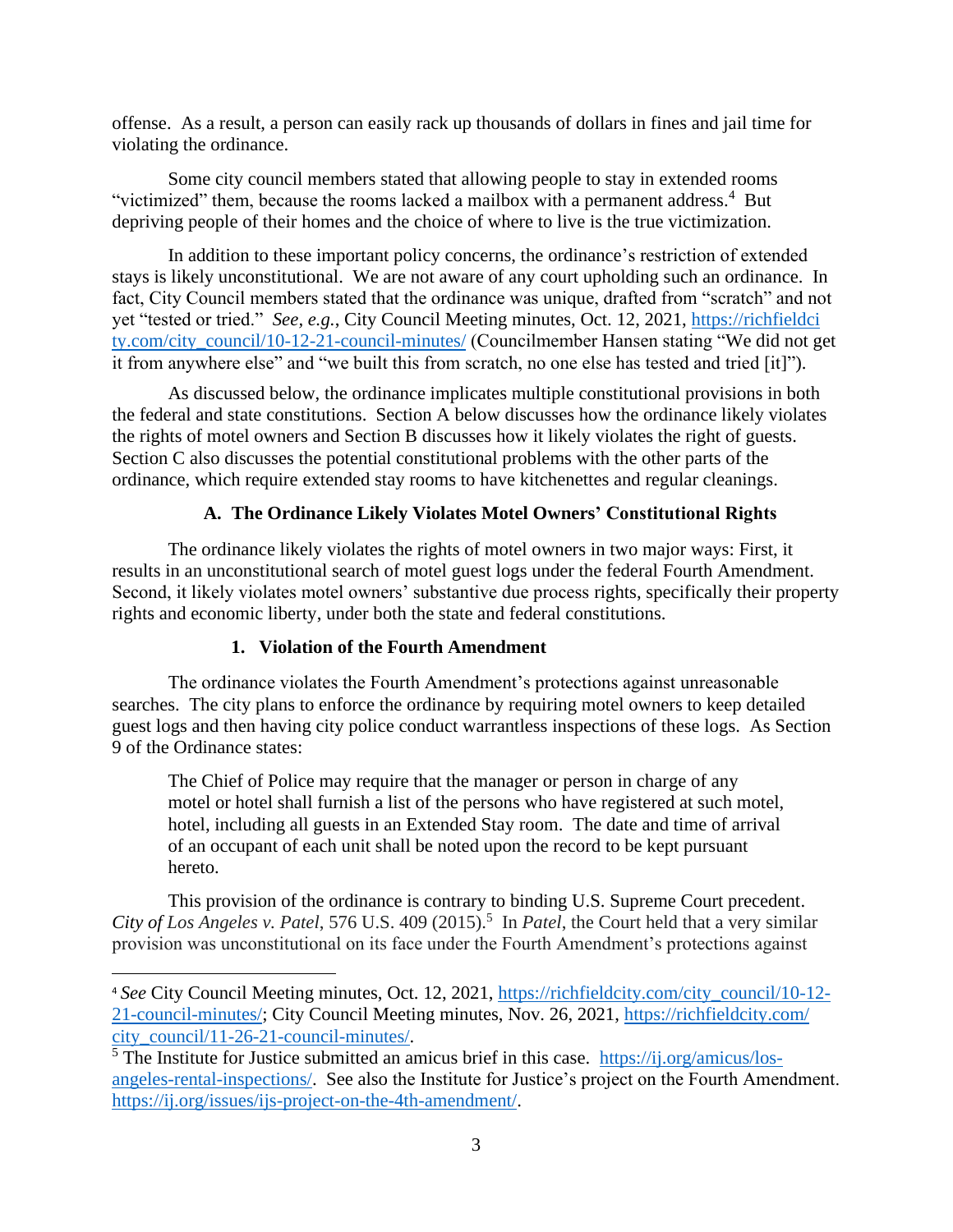offense. As a result, a person can easily rack up thousands of dollars in fines and jail time for violating the ordinance.

Some city council members stated that allowing people to stay in extended rooms "victimized" them, because the rooms lacked a mailbox with a permanent address.[4] But depriving people of their homes and the choice of where to live is the true victimization.

In addition to these important policy concerns, the ordinance's restriction of extended stays is likely unconstitutional. We are not aware of any court upholding such an ordinance. In fact, City Council members stated that the ordinance was unique, drafted from "scratch" and not yet "tested or tried." *See, e.g.*, City Council Meeting minutes, Oct. 12, 2021, https://richfieldcity.com/city_council/10-12-21-council-minutes/ (Councilmember Hansen stating "We did not get it from anywhere else" and "we built this from scratch, no one else has tested and tried [it]").

As discussed below, the ordinance implicates multiple constitutional provisions in both the federal and state constitutions. Section A below discusses how the ordinance likely violates the rights of motel owners and Section B discusses how it likely violates the right of guests. Section C also discusses the potential constitutional problems with the other parts of the ordinance, which require extended stay rooms to have kitchenettes and regular cleanings.

### A. The Ordinance Likely Violates Motel Owners' Constitutional Rights

The ordinance likely violates the rights of motel owners in two major ways: First, it results in an unconstitutional search of motel guest logs under the federal Fourth Amendment. Second, it likely violates motel owners' substantive due process rights, specifically their property rights and economic liberty, under both the state and federal constitutions.

#### 1. Violation of the Fourth Amendment

The ordinance violates the Fourth Amendment's protections against unreasonable searches. The city plans to enforce the ordinance by requiring motel owners to keep detailed guest logs and then having city police conduct warrantless inspections of these logs. As Section 9 of the Ordinance states:

> The Chief of Police may require that the manager or person in charge of any motel or hotel shall furnish a list of the persons who have registered at such motel, hotel, including all guests in an Extended Stay room. The date and time of arrival of an occupant of each unit shall be noted upon the record to be kept pursuant hereto.

This provision of the ordinance is contrary to binding U.S. Supreme Court precedent. *City of Los Angeles v. Patel*, 576 U.S. 409 (2015).[5] In *Patel*, the Court held that a very similar provision was unconstitutional on its face under the Fourth Amendment's protections against

---

[4] *See* City Council Meeting minutes, Oct. 12, 2021, https://richfieldcity.com/city_council/10-12-21-council-minutes/; City Council Meeting minutes, Nov. 26, 2021, https://richfieldcity.com/city_council/11-26-21-council-minutes/.

[5] The Institute for Justice submitted an amicus brief in this case. https://ij.org/amicus/los-angeles-rental-inspections/. See also the Institute for Justice's project on the Fourth Amendment. https://ij.org/issues/ijs-project-on-the-4th-amendment/.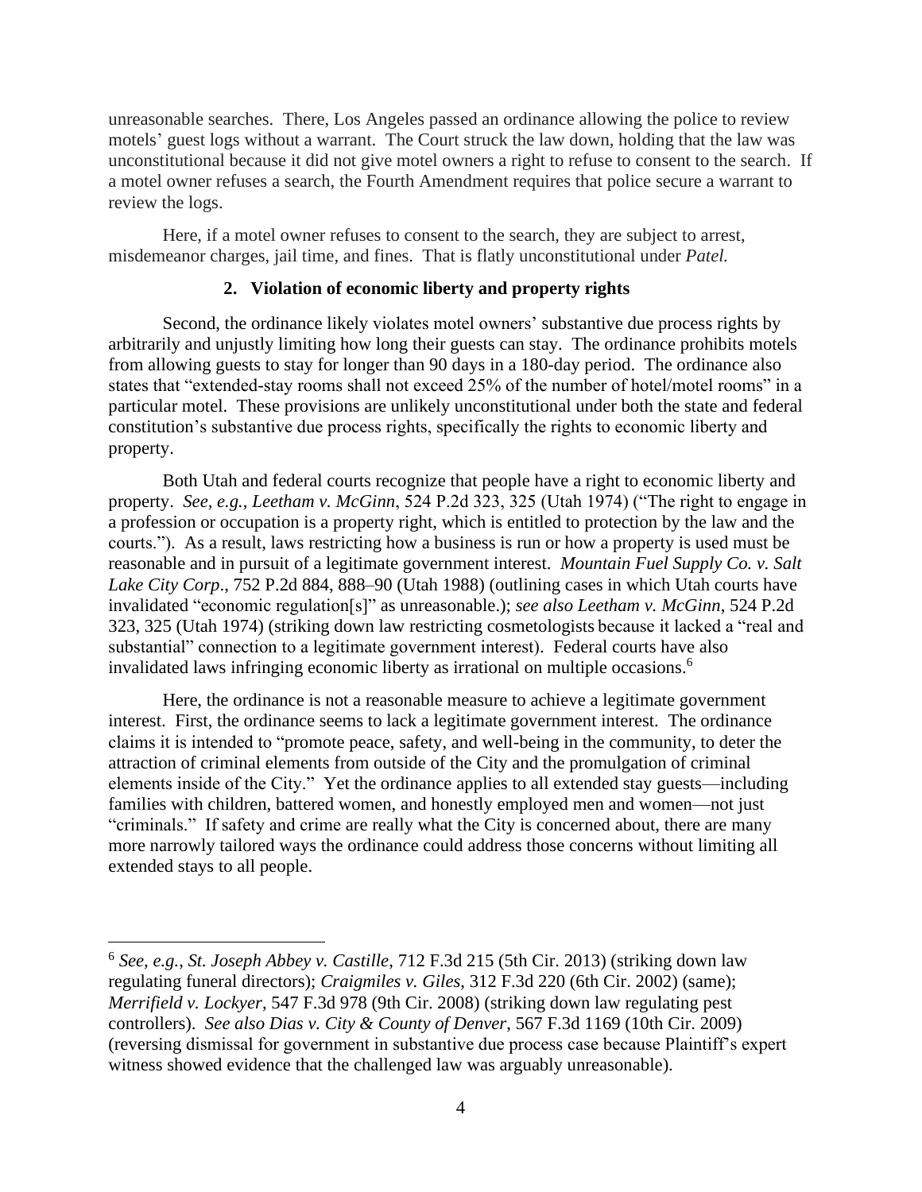unreasonable searches. There, Los Angeles passed an ordinance allowing the police to review motels' guest logs without a warrant. The Court struck the law down, holding that the law was unconstitutional because it did not give motel owners a right to refuse to consent to the search. If a motel owner refuses a search, the Fourth Amendment requires that police secure a warrant to review the logs.

Here, if a motel owner refuses to consent to the search, they are subject to arrest, misdemeanor charges, jail time, and fines. That is flatly unconstitutional under *Patel.*

### 2. Violation of economic liberty and property rights

Second, the ordinance likely violates motel owners' substantive due process rights by arbitrarily and unjustly limiting how long their guests can stay. The ordinance prohibits motels from allowing guests to stay for longer than 90 days in a 180-day period. The ordinance also states that "extended-stay rooms shall not exceed 25% of the number of hotel/motel rooms" in a particular motel. These provisions are unlikely unconstitutional under both the state and federal constitution's substantive due process rights, specifically the rights to economic liberty and property.

Both Utah and federal courts recognize that people have a right to economic liberty and property. *See, e.g.*, *Leetham v. McGinn*, 524 P.2d 323, 325 (Utah 1974) ("The right to engage in a profession or occupation is a property right, which is entitled to protection by the law and the courts."). As a result, laws restricting how a business is run or how a property is used must be reasonable and in pursuit of a legitimate government interest. *Mountain Fuel Supply Co. v. Salt Lake City Corp*., 752 P.2d 884, 888–90 (Utah 1988) (outlining cases in which Utah courts have invalidated "economic regulation[s]" as unreasonable.); *see also Leetham v. McGinn*, 524 P.2d 323, 325 (Utah 1974) (striking down law restricting cosmetologists because it lacked a "real and substantial" connection to a legitimate government interest). Federal courts have also invalidated laws infringing economic liberty as irrational on multiple occasions.[6]

Here, the ordinance is not a reasonable measure to achieve a legitimate government interest. First, the ordinance seems to lack a legitimate government interest. The ordinance claims it is intended to "promote peace, safety, and well-being in the community, to deter the attraction of criminal elements from outside of the City and the promulgation of criminal elements inside of the City." Yet the ordinance applies to all extended stay guests—including families with children, battered women, and honestly employed men and women—not just "criminals." If safety and crime are really what the City is concerned about, there are many more narrowly tailored ways the ordinance could address those concerns without limiting all extended stays to all people.

---

[6] *See, e.g.*, *St. Joseph Abbey v. Castille*, 712 F.3d 215 (5th Cir. 2013) (striking down law regulating funeral directors); *Craigmiles v. Giles*, 312 F.3d 220 (6th Cir. 2002) (same); *Merrifield v. Lockyer*, 547 F.3d 978 (9th Cir. 2008) (striking down law regulating pest controllers). *See also Dias v. City & County of Denver*, 567 F.3d 1169 (10th Cir. 2009) (reversing dismissal for government in substantive due process case because Plaintiff's expert witness showed evidence that the challenged law was arguably unreasonable).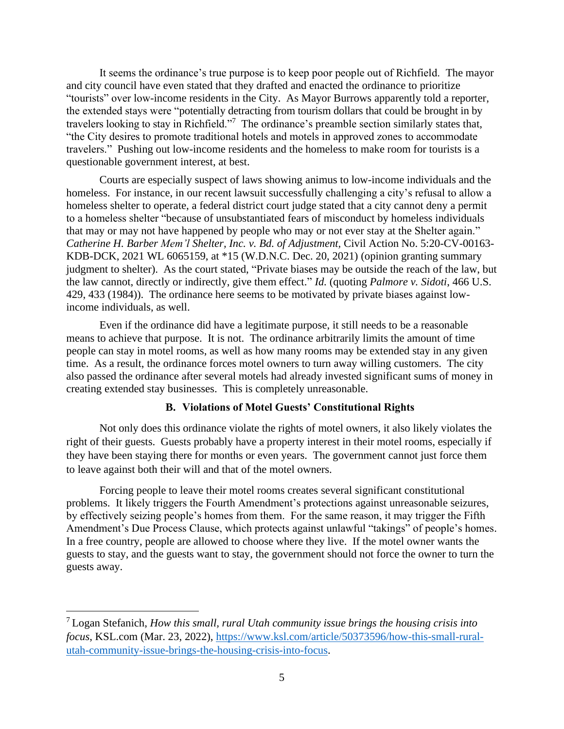It seems the ordinance's true purpose is to keep poor people out of Richfield. The mayor and city council have even stated that they drafted and enacted the ordinance to prioritize "tourists" over low-income residents in the City. As Mayor Burrows apparently told a reporter, the extended stays were "potentially detracting from tourism dollars that could be brought in by travelers looking to stay in Richfield."[7] The ordinance's preamble section similarly states that, "the City desires to promote traditional hotels and motels in approved zones to accommodate travelers." Pushing out low-income residents and the homeless to make room for tourists is a questionable government interest, at best.

Courts are especially suspect of laws showing animus to low-income individuals and the homeless. For instance, in our recent lawsuit successfully challenging a city's refusal to allow a homeless shelter to operate, a federal district court judge stated that a city cannot deny a permit to a homeless shelter "because of unsubstantiated fears of misconduct by homeless individuals that may or may not have happened by people who may or not ever stay at the Shelter again." *Catherine H. Barber Mem'l Shelter, Inc. v. Bd. of Adjustment*, Civil Action No. 5:20-CV-00163-KDB-DCK, 2021 WL 6065159, at *15 (W.D.N.C. Dec. 20, 2021) (opinion granting summary judgment to shelter). As the court stated, "Private biases may be outside the reach of the law, but the law cannot, directly or indirectly, give them effect." *Id.* (quoting *Palmore v. Sidoti*, 466 U.S. 429, 433 (1984)). The ordinance here seems to be motivated by private biases against low-income individuals, as well.

Even if the ordinance did have a legitimate purpose, it still needs to be a reasonable means to achieve that purpose. It is not. The ordinance arbitrarily limits the amount of time people can stay in motel rooms, as well as how many rooms may be extended stay in any given time. As a result, the ordinance forces motel owners to turn away willing customers. The city also passed the ordinance after several motels had already invested significant sums of money in creating extended stay businesses. This is completely unreasonable.

### B. Violations of Motel Guests' Constitutional Rights

Not only does this ordinance violate the rights of motel owners, it also likely violates the right of their guests. Guests probably have a property interest in their motel rooms, especially if they have been staying there for months or even years. The government cannot just force them to leave against both their will and that of the motel owners.

Forcing people to leave their motel rooms creates several significant constitutional problems. It likely triggers the Fourth Amendment's protections against unreasonable seizures, by effectively seizing people's homes from them. For the same reason, it may trigger the Fifth Amendment's Due Process Clause, which protects against unlawful "takings" of people's homes. In a free country, people are allowed to choose where they live. If the motel owner wants the guests to stay, and the guests want to stay, the government should not force the owner to turn the guests away.

---

[7] Logan Stefanich, *How this small, rural Utah community issue brings the housing crisis into focus*, KSL.com (Mar. 23, 2022), https://www.ksl.com/article/50373596/how-this-small-rural-utah-community-issue-brings-the-housing-crisis-into-focus.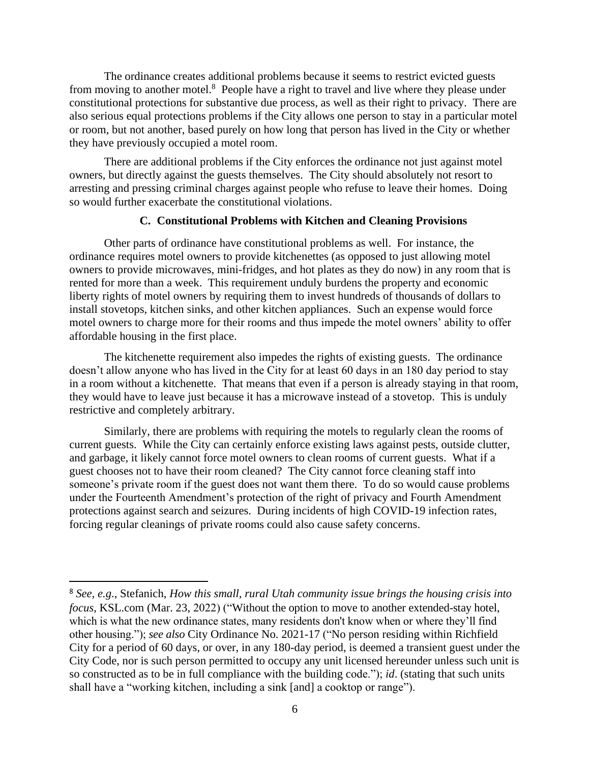The ordinance creates additional problems because it seems to restrict evicted guests from moving to another motel.[8] People have a right to travel and live where they please under constitutional protections for substantive due process, as well as their right to privacy. There are also serious equal protections problems if the City allows one person to stay in a particular motel or room, but not another, based purely on how long that person has lived in the City or whether they have previously occupied a motel room.

There are additional problems if the City enforces the ordinance not just against motel owners, but directly against the guests themselves. The City should absolutely not resort to arresting and pressing criminal charges against people who refuse to leave their homes. Doing so would further exacerbate the constitutional violations.

### C. Constitutional Problems with Kitchen and Cleaning Provisions

Other parts of ordinance have constitutional problems as well. For instance, the ordinance requires motel owners to provide kitchenettes (as opposed to just allowing motel owners to provide microwaves, mini-fridges, and hot plates as they do now) in any room that is rented for more than a week. This requirement unduly burdens the property and economic liberty rights of motel owners by requiring them to invest hundreds of thousands of dollars to install stovetops, kitchen sinks, and other kitchen appliances. Such an expense would force motel owners to charge more for their rooms and thus impede the motel owners' ability to offer affordable housing in the first place.

The kitchenette requirement also impedes the rights of existing guests. The ordinance doesn't allow anyone who has lived in the City for at least 60 days in an 180 day period to stay in a room without a kitchenette. That means that even if a person is already staying in that room, they would have to leave just because it has a microwave instead of a stovetop. This is unduly restrictive and completely arbitrary.

Similarly, there are problems with requiring the motels to regularly clean the rooms of current guests. While the City can certainly enforce existing laws against pests, outside clutter, and garbage, it likely cannot force motel owners to clean rooms of current guests. What if a guest chooses not to have their room cleaned? The City cannot force cleaning staff into someone's private room if the guest does not want them there. To do so would cause problems under the Fourteenth Amendment's protection of the right of privacy and Fourth Amendment protections against search and seizures. During incidents of high COVID-19 infection rates, forcing regular cleanings of private rooms could also cause safety concerns.

---

[8] *See, e.g*., Stefanich, *How this small, rural Utah community issue brings the housing crisis into focus*, KSL.com (Mar. 23, 2022) ("Without the option to move to another extended-stay hotel, which is what the new ordinance states, many residents don't know when or where they'll find other housing."); *see also* City Ordinance No. 2021-17 ("No person residing within Richfield City for a period of 60 days, or over, in any 180-day period, is deemed a transient guest under the City Code, nor is such person permitted to occupy any unit licensed hereunder unless such unit is so constructed as to be in full compliance with the building code."); *id*. (stating that such units shall have a "working kitchen, including a sink [and] a cooktop or range").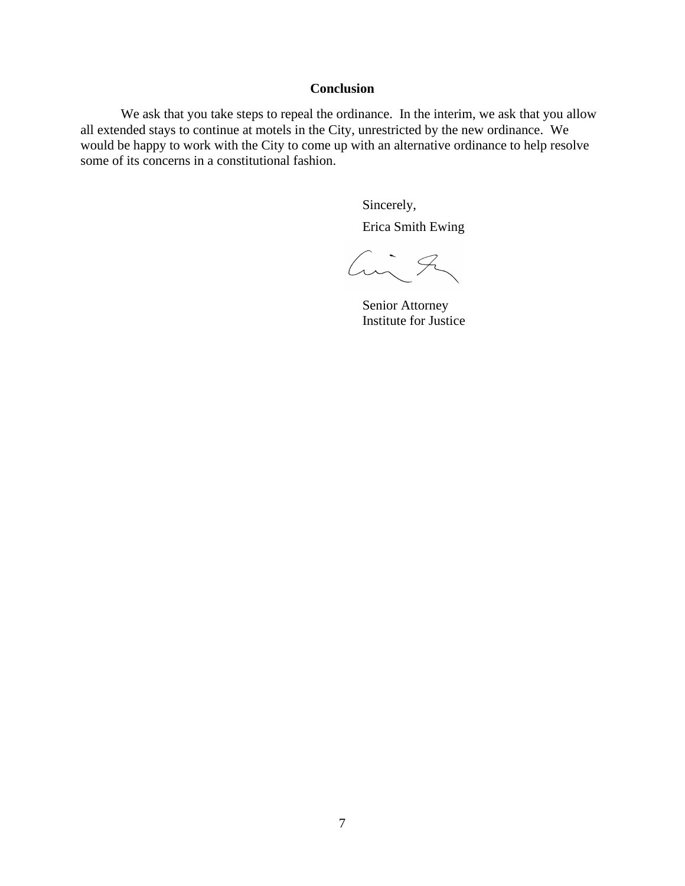## Conclusion

We ask that you take steps to repeal the ordinance. In the interim, we ask that you allow all extended stays to continue at motels in the City, unrestricted by the new ordinance. We would be happy to work with the City to come up with an alternative ordinance to help resolve some of its concerns in a constitutional fashion.

Sincerely,

Erica Smith Ewing

Senior Attorney
Institute for Justice